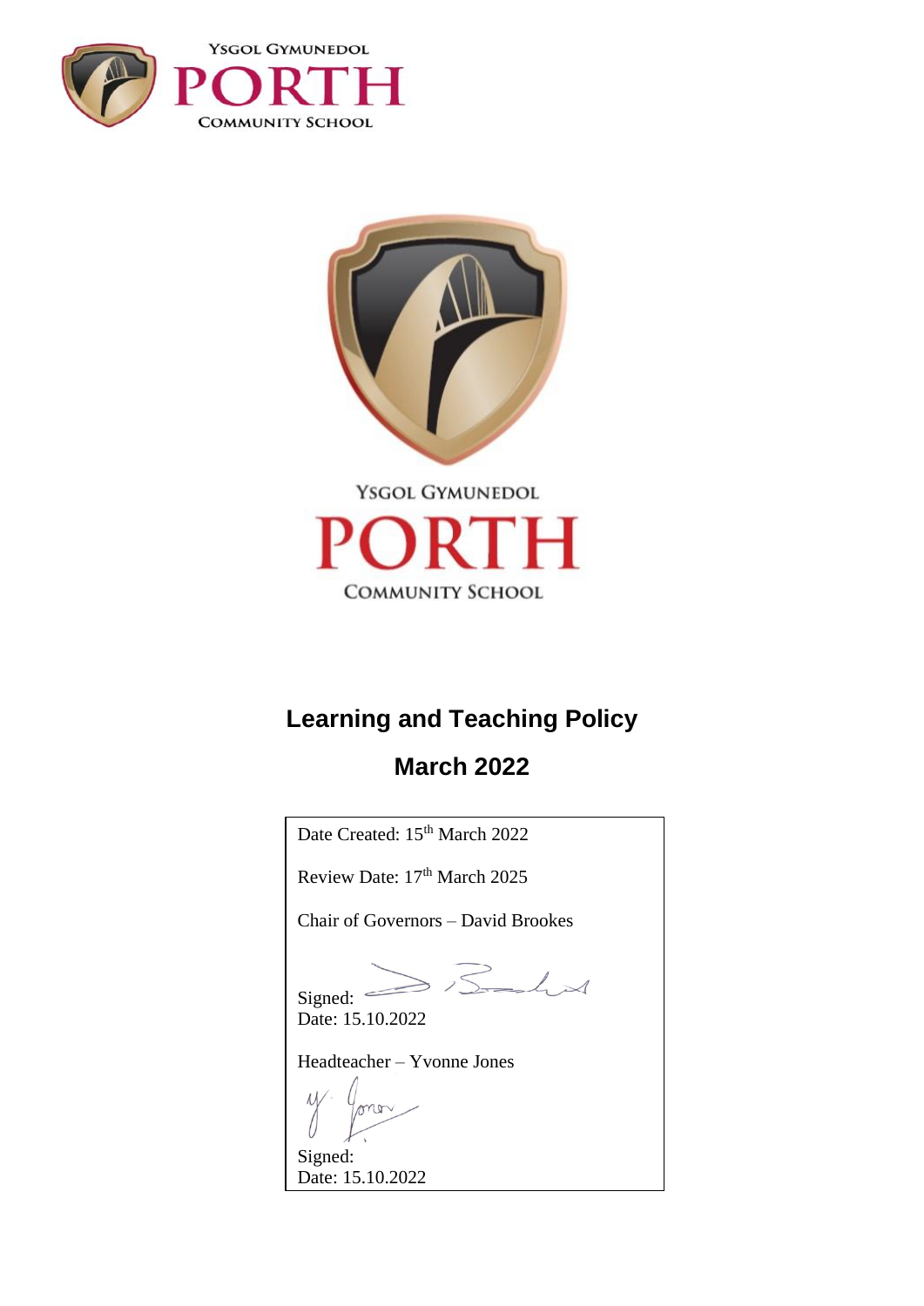YSGOL GYMUNEDOL

PORTH

COMMUNITY SCHOOL

YSGOL GYMUNEDOL

PORTH

COMMUNITY SCHOOL

# Learning and Teaching Policy

## March 2022

Date Created: 15th March 2022

Review Date: 17th March 2025

Chair of Governors – David Brookes

Signed:
Date: 15.10.2022

Headteacher – Yvonne Jones

Signed:
Date: 15.10.2022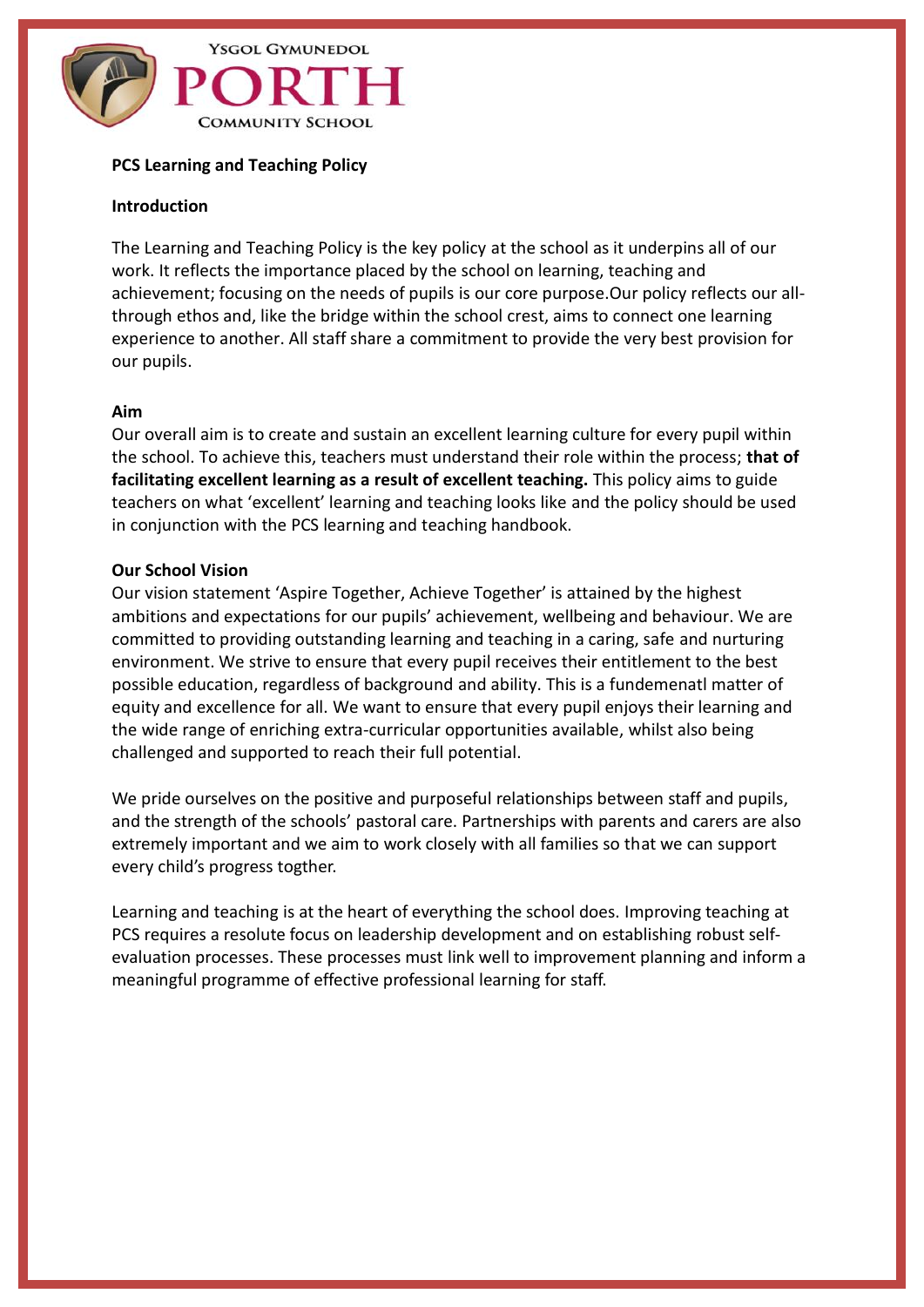**PCS Learning and Teaching Policy**

**Introduction**

The Learning and Teaching Policy is the key policy at the school as it underpins all of our work. It reflects the importance placed by the school on learning, teaching and achievement; focusing on the needs of pupils is our core purpose.Our policy reflects our all-through ethos and, like the bridge within the school crest, aims to connect one learning experience to another. All staff share a commitment to provide the very best provision for our pupils.

**Aim**

Our overall aim is to create and sustain an excellent learning culture for every pupil within the school. To achieve this, teachers must understand their role within the process; **that of facilitating excellent learning as a result of excellent teaching.** This policy aims to guide teachers on what 'excellent' learning and teaching looks like and the policy should be used in conjunction with the PCS learning and teaching handbook.

**Our School Vision**

Our vision statement 'Aspire Together, Achieve Together' is attained by the highest ambitions and expectations for our pupils' achievement, wellbeing and behaviour. We are committed to providing outstanding learning and teaching in a caring, safe and nurturing environment. We strive to ensure that every pupil receives their entitlement to the best possible education, regardless of background and ability. This is a fundemenatl matter of equity and excellence for all. We want to ensure that every pupil enjoys their learning and the wide range of enriching extra-curricular opportunities available, whilst also being challenged and supported to reach their full potential.

We pride ourselves on the positive and purposeful relationships between staff and pupils, and the strength of the schools' pastoral care. Partnerships with parents and carers are also extremely important and we aim to work closely with all families so that we can support every child's progress togther.

Learning and teaching is at the heart of everything the school does. Improving teaching at PCS requires a resolute focus on leadership development and on establishing robust self-evaluation processes. These processes must link well to improvement planning and inform a meaningful programme of effective professional learning for staff.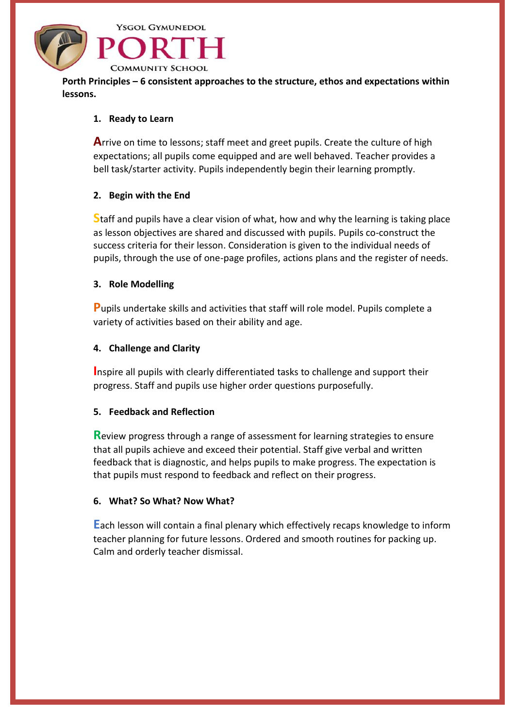YSGOL GYMUNEDOL

PORTH

COMMUNITY SCHOOL

**Porth Principles – 6 consistent approaches to the structure, ethos and expectations within lessons.**

1. **Ready to Learn**

   **A**rrive on time to lessons; staff meet and greet pupils. Create the culture of high expectations; all pupils come equipped and are well behaved. Teacher provides a bell task/starter activity. Pupils independently begin their learning promptly.

2. **Begin with the End**

   **S**taff and pupils have a clear vision of what, how and why the learning is taking place as lesson objectives are shared and discussed with pupils. Pupils co-construct the success criteria for their lesson. Consideration is given to the individual needs of pupils, through the use of one-page profiles, actions plans and the register of needs.

3. **Role Modelling**

   **P**upils undertake skills and activities that staff will role model. Pupils complete a variety of activities based on their ability and age.

4. **Challenge and Clarity**

   **I**nspire all pupils with clearly differentiated tasks to challenge and support their progress. Staff and pupils use higher order questions purposefully.

5. **Feedback and Reflection**

   **R**eview progress through a range of assessment for learning strategies to ensure that all pupils achieve and exceed their potential. Staff give verbal and written feedback that is diagnostic, and helps pupils to make progress. The expectation is that pupils must respond to feedback and reflect on their progress.

6. **What? So What? Now What?**

   **E**ach lesson will contain a final plenary which effectively recaps knowledge to inform teacher planning for future lessons. Ordered and smooth routines for packing up. Calm and orderly teacher dismissal.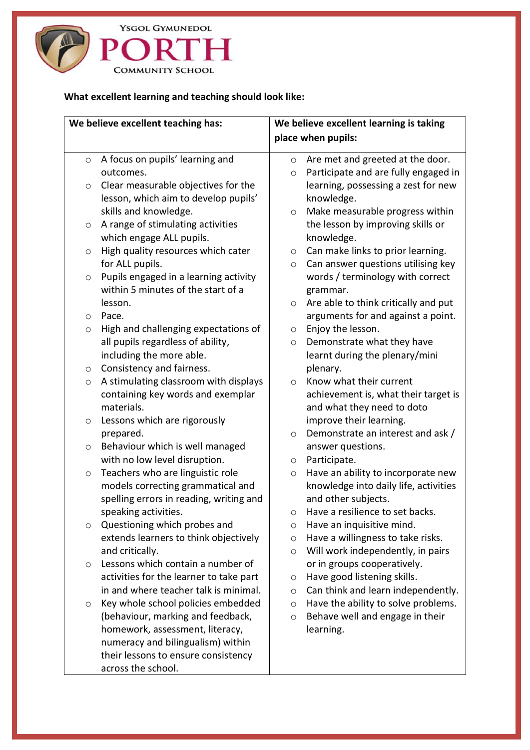**What excellent learning and teaching should look like:**

| We believe excellent teaching has: | We believe excellent learning is taking place when pupils: |
|---|---|
| <ul><li>A focus on pupils' learning and outcomes.</li><li>Clear measurable objectives for the lesson, which aim to develop pupils' skills and knowledge.</li><li>A range of stimulating activities which engage ALL pupils.</li><li>High quality resources which cater for ALL pupils.</li><li>Pupils engaged in a learning activity within 5 minutes of the start of a lesson.</li><li>Pace.</li><li>High and challenging expectations of all pupils regardless of ability, including the more able.</li><li>Consistency and fairness.</li><li>A stimulating classroom with displays containing key words and exemplar materials.</li><li>Lessons which are rigorously prepared.</li><li>Behaviour which is well managed with no low level disruption.</li><li>Teachers who are linguistic role models correcting grammatical and spelling errors in reading, writing and speaking activities.</li><li>Questioning which probes and extends learners to think objectively and critically.</li><li>Lessons which contain a number of activities for the learner to take part in and where teacher talk is minimal.</li><li>Key whole school policies embedded (behaviour, marking and feedback, homework, assessment, literacy, numeracy and bilingualism) within their lessons to ensure consistency across the school.</li></ul> | <ul><li>Are met and greeted at the door.</li><li>Participate and are fully engaged in learning, possessing a zest for new knowledge.</li><li>Make measurable progress within the lesson by improving skills or knowledge.</li><li>Can make links to prior learning.</li><li>Can answer questions utilising key words / terminology with correct grammar.</li><li>Are able to think critically and put arguments for and against a point.</li><li>Enjoy the lesson.</li><li>Demonstrate what they have learnt during the plenary/mini plenary.</li><li>Know what their current achievement is, what their target is and what they need to doto improve their learning.</li><li>Demonstrate an interest and ask / answer questions.</li><li>Participate.</li><li>Have an ability to incorporate new knowledge into daily life, activities and other subjects.</li><li>Have a resilience to set backs.</li><li>Have an inquisitive mind.</li><li>Have a willingness to take risks.</li><li>Will work independently, in pairs or in groups cooperatively.</li><li>Have good listening skills.</li><li>Can think and learn independently.</li><li>Have the ability to solve problems.</li><li>Behave well and engage in their learning.</li></ul> |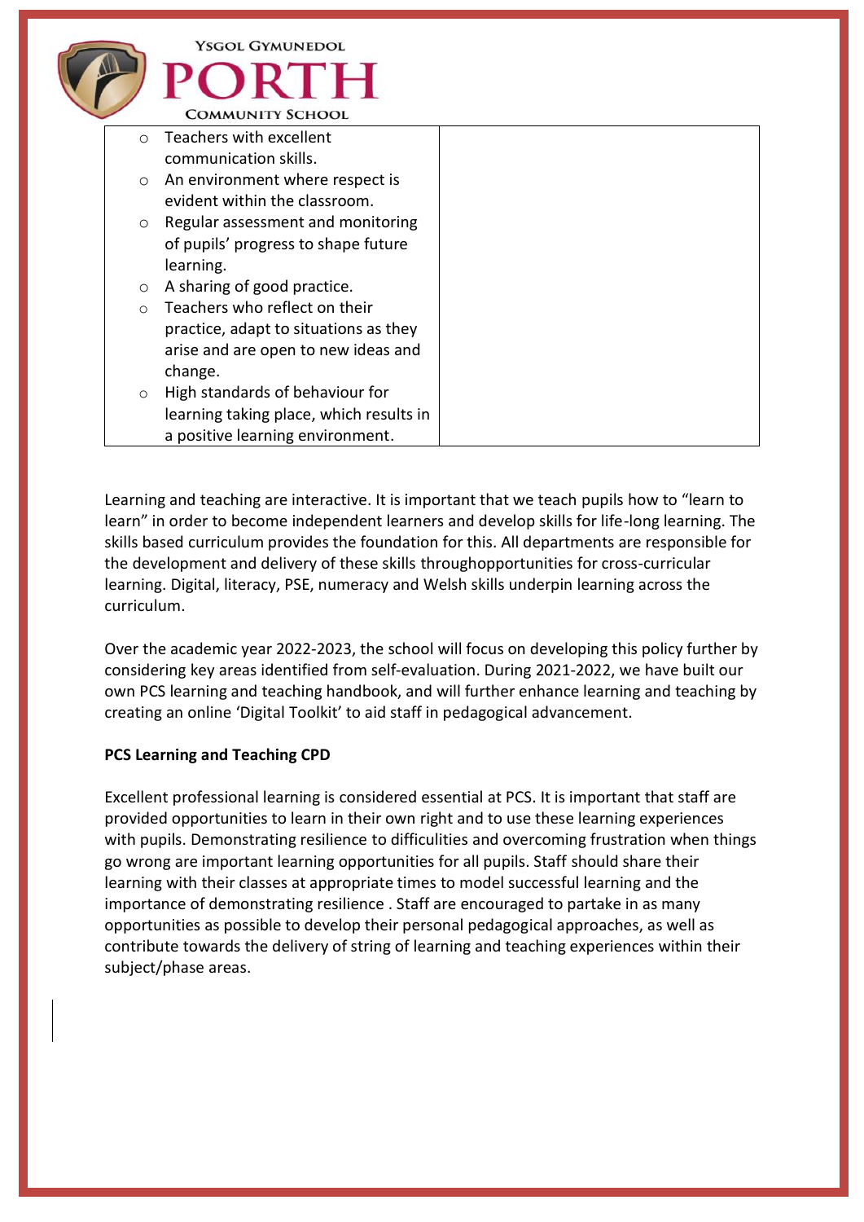| | |
|---|---|
| ○ Teachers with excellent communication skills.<br>○ An environment where respect is evident within the classroom.<br>○ Regular assessment and monitoring of pupils' progress to shape future learning.<br>○ A sharing of good practice.<br>○ Teachers who reflect on their practice, adapt to situations as they arise and are open to new ideas and change.<br>○ High standards of behaviour for learning taking place, which results in a positive learning environment. | |

Learning and teaching are interactive. It is important that we teach pupils how to "learn to learn" in order to become independent learners and develop skills for life-long learning. The skills based curriculum provides the foundation for this. All departments are responsible for the development and delivery of these skills throughopportunities for cross-curricular learning. Digital, literacy, PSE, numeracy and Welsh skills underpin learning across the curriculum.

Over the academic year 2022-2023, the school will focus on developing this policy further by considering key areas identified from self-evaluation. During 2021-2022, we have built our own PCS learning and teaching handbook, and will further enhance learning and teaching by creating an online 'Digital Toolkit' to aid staff in pedagogical advancement.

**PCS Learning and Teaching CPD**

Excellent professional learning is considered essential at PCS. It is important that staff are provided opportunities to learn in their own right and to use these learning experiences with pupils. Demonstrating resilience to difficulities and overcoming frustration when things go wrong are important learning opportunities for all pupils. Staff should share their learning with their classes at appropriate times to model successful learning and the importance of demonstrating resilience . Staff are encouraged to partake in as many opportunities as possible to develop their personal pedagogical approaches, as well as contribute towards the delivery of string of learning and teaching experiences within their subject/phase areas.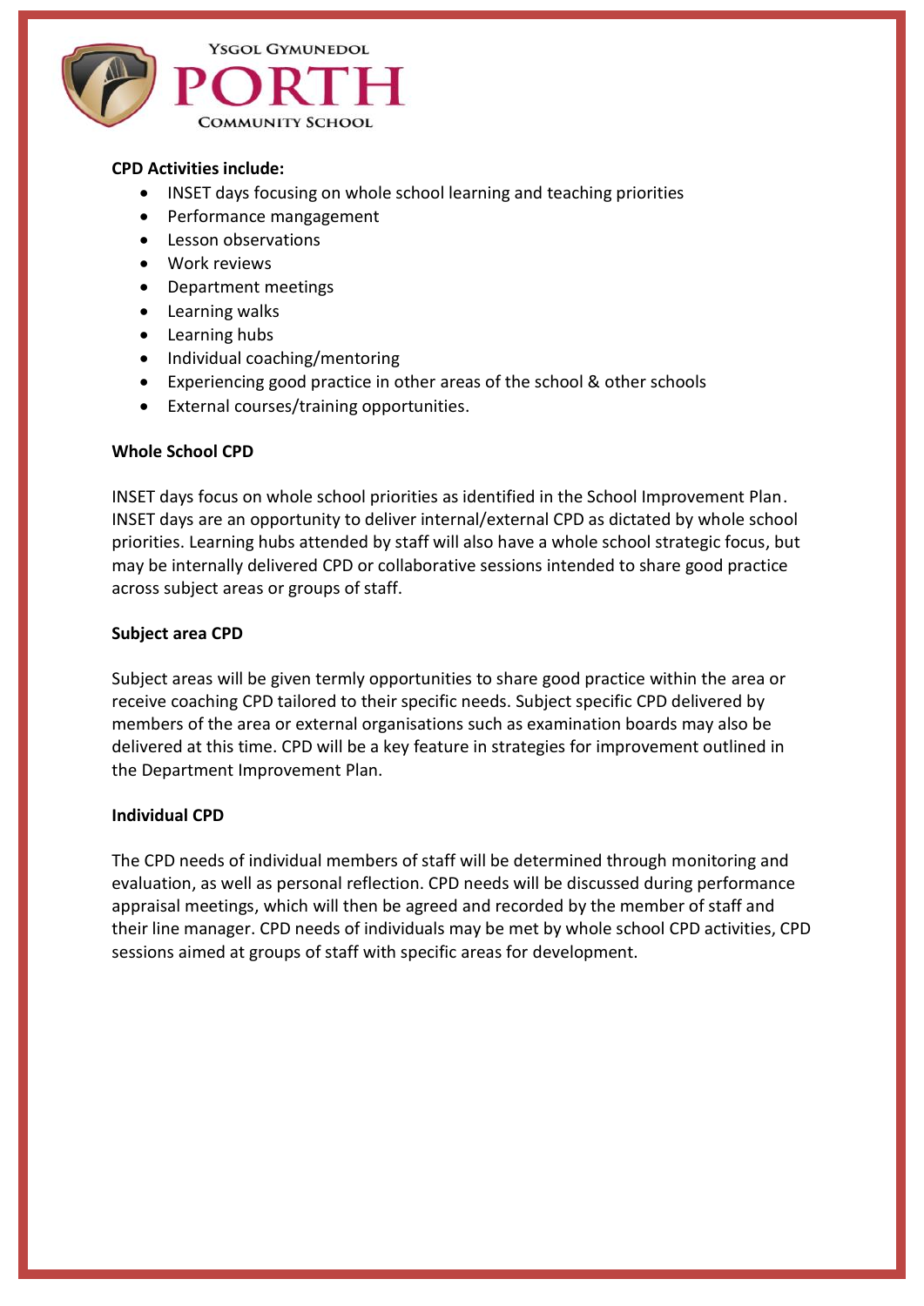**CPD Activities include:**

- INSET days focusing on whole school learning and teaching priorities
- Performance mangagement
- Lesson observations
- Work reviews
- Department meetings
- Learning walks
- Learning hubs
- Individual coaching/mentoring
- Experiencing good practice in other areas of the school & other schools
- External courses/training opportunities.

**Whole School CPD**

INSET days focus on whole school priorities as identified in the School Improvement Plan. INSET days are an opportunity to deliver internal/external CPD as dictated by whole school priorities. Learning hubs attended by staff will also have a whole school strategic focus, but may be internally delivered CPD or collaborative sessions intended to share good practice across subject areas or groups of staff.

**Subject area CPD**

Subject areas will be given termly opportunities to share good practice within the area or receive coaching CPD tailored to their specific needs. Subject specific CPD delivered by members of the area or external organisations such as examination boards may also be delivered at this time. CPD will be a key feature in strategies for improvement outlined in the Department Improvement Plan.

**Individual CPD**

The CPD needs of individual members of staff will be determined through monitoring and evaluation, as well as personal reflection. CPD needs will be discussed during performance appraisal meetings, which will then be agreed and recorded by the member of staff and their line manager. CPD needs of individuals may be met by whole school CPD activities, CPD sessions aimed at groups of staff with specific areas for development.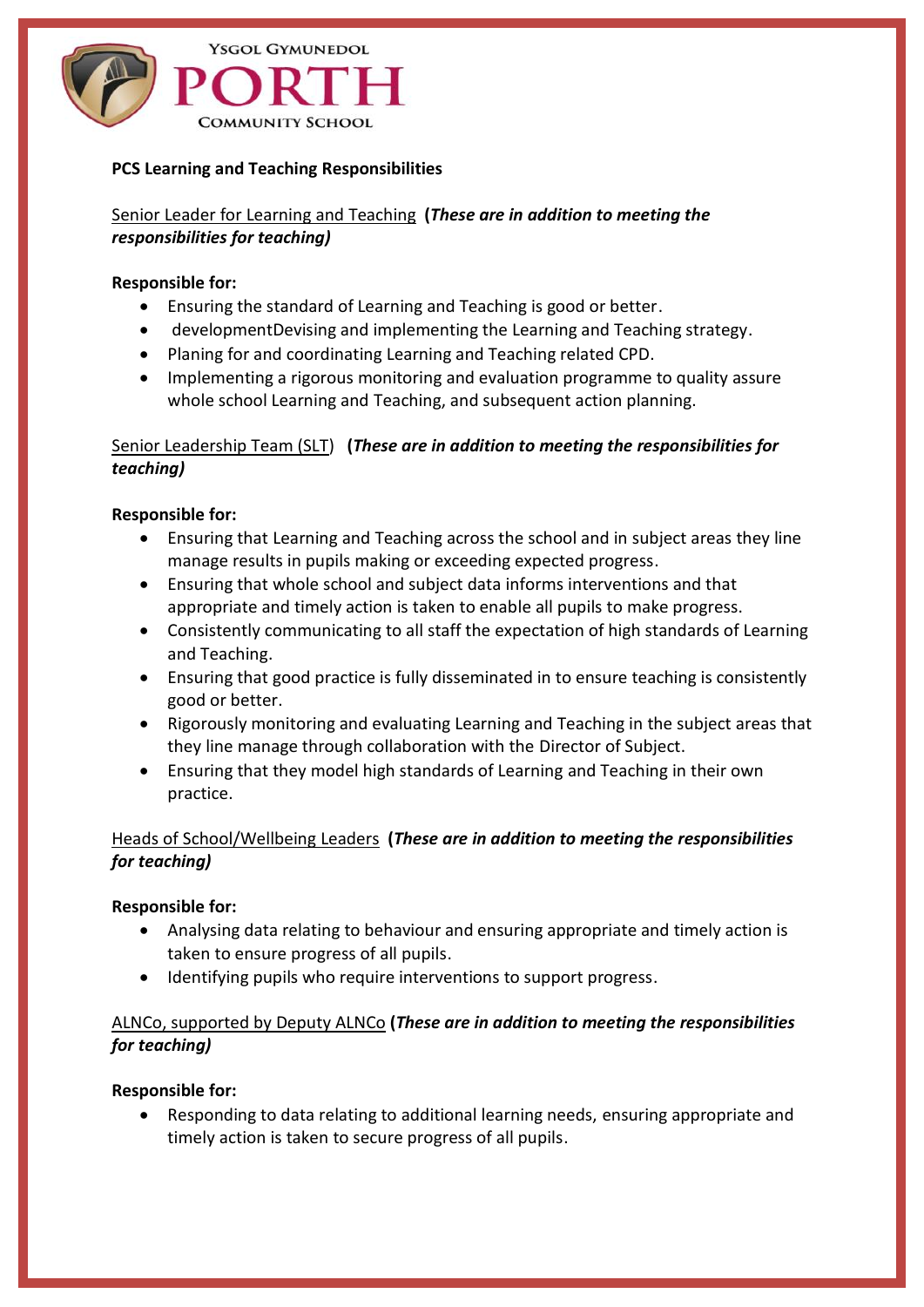**PCS Learning and Teaching Responsibilities**

Senior Leader for Learning and Teaching **(*These are in addition to meeting the responsibilities for teaching)***

**Responsible for:**

- Ensuring the standard of Learning and Teaching is good or better.
- developmentDevising and implementing the Learning and Teaching strategy.
- Planing for and coordinating Learning and Teaching related CPD.
- Implementing a rigorous monitoring and evaluation programme to quality assure whole school Learning and Teaching, and subsequent action planning.

Senior Leadership Team (SLT) **(*These are in addition to meeting the responsibilities for teaching)***

**Responsible for:**

- Ensuring that Learning and Teaching across the school and in subject areas they line manage results in pupils making or exceeding expected progress.
- Ensuring that whole school and subject data informs interventions and that appropriate and timely action is taken to enable all pupils to make progress.
- Consistently communicating to all staff the expectation of high standards of Learning and Teaching.
- Ensuring that good practice is fully disseminated in to ensure teaching is consistently good or better.
- Rigorously monitoring and evaluating Learning and Teaching in the subject areas that they line manage through collaboration with the Director of Subject.
- Ensuring that they model high standards of Learning and Teaching in their own practice.

Heads of School/Wellbeing Leaders **(*These are in addition to meeting the responsibilities for teaching)***

**Responsible for:**

- Analysing data relating to behaviour and ensuring appropriate and timely action is taken to ensure progress of all pupils.
- Identifying pupils who require interventions to support progress.

ALNCo, supported by Deputy ALNCo **(*These are in addition to meeting the responsibilities for teaching)***

**Responsible for:**

- Responding to data relating to additional learning needs, ensuring appropriate and timely action is taken to secure progress of all pupils.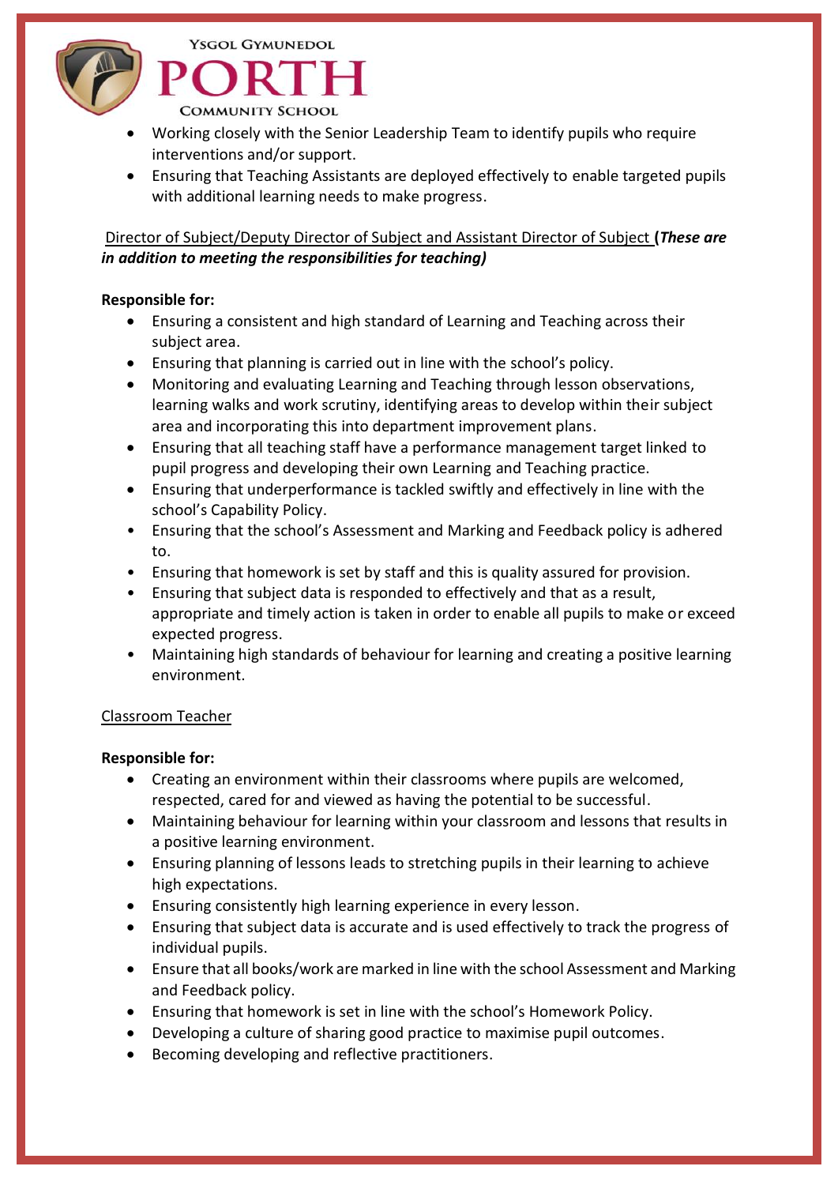- Working closely with the Senior Leadership Team to identify pupils who require interventions and/or support.
- Ensuring that Teaching Assistants are deployed effectively to enable targeted pupils with additional learning needs to make progress.

Director of Subject/Deputy Director of Subject and Assistant Director of Subject **(*These are in addition to meeting the responsibilities for teaching)***

**Responsible for:**

- Ensuring a consistent and high standard of Learning and Teaching across their subject area.
- Ensuring that planning is carried out in line with the school's policy.
- Monitoring and evaluating Learning and Teaching through lesson observations, learning walks and work scrutiny, identifying areas to develop within their subject area and incorporating this into department improvement plans.
- Ensuring that all teaching staff have a performance management target linked to pupil progress and developing their own Learning and Teaching practice.
- Ensuring that underperformance is tackled swiftly and effectively in line with the school's Capability Policy.
- Ensuring that the school's Assessment and Marking and Feedback policy is adhered to.
- Ensuring that homework is set by staff and this is quality assured for provision.
- Ensuring that subject data is responded to effectively and that as a result, appropriate and timely action is taken in order to enable all pupils to make or exceed expected progress.
- Maintaining high standards of behaviour for learning and creating a positive learning environment.

Classroom Teacher

**Responsible for:**

- Creating an environment within their classrooms where pupils are welcomed, respected, cared for and viewed as having the potential to be successful.
- Maintaining behaviour for learning within your classroom and lessons that results in a positive learning environment.
- Ensuring planning of lessons leads to stretching pupils in their learning to achieve high expectations.
- Ensuring consistently high learning experience in every lesson.
- Ensuring that subject data is accurate and is used effectively to track the progress of individual pupils.
- Ensure that all books/work are marked in line with the school Assessment and Marking and Feedback policy.
- Ensuring that homework is set in line with the school's Homework Policy.
- Developing a culture of sharing good practice to maximise pupil outcomes.
- Becoming developing and reflective practitioners.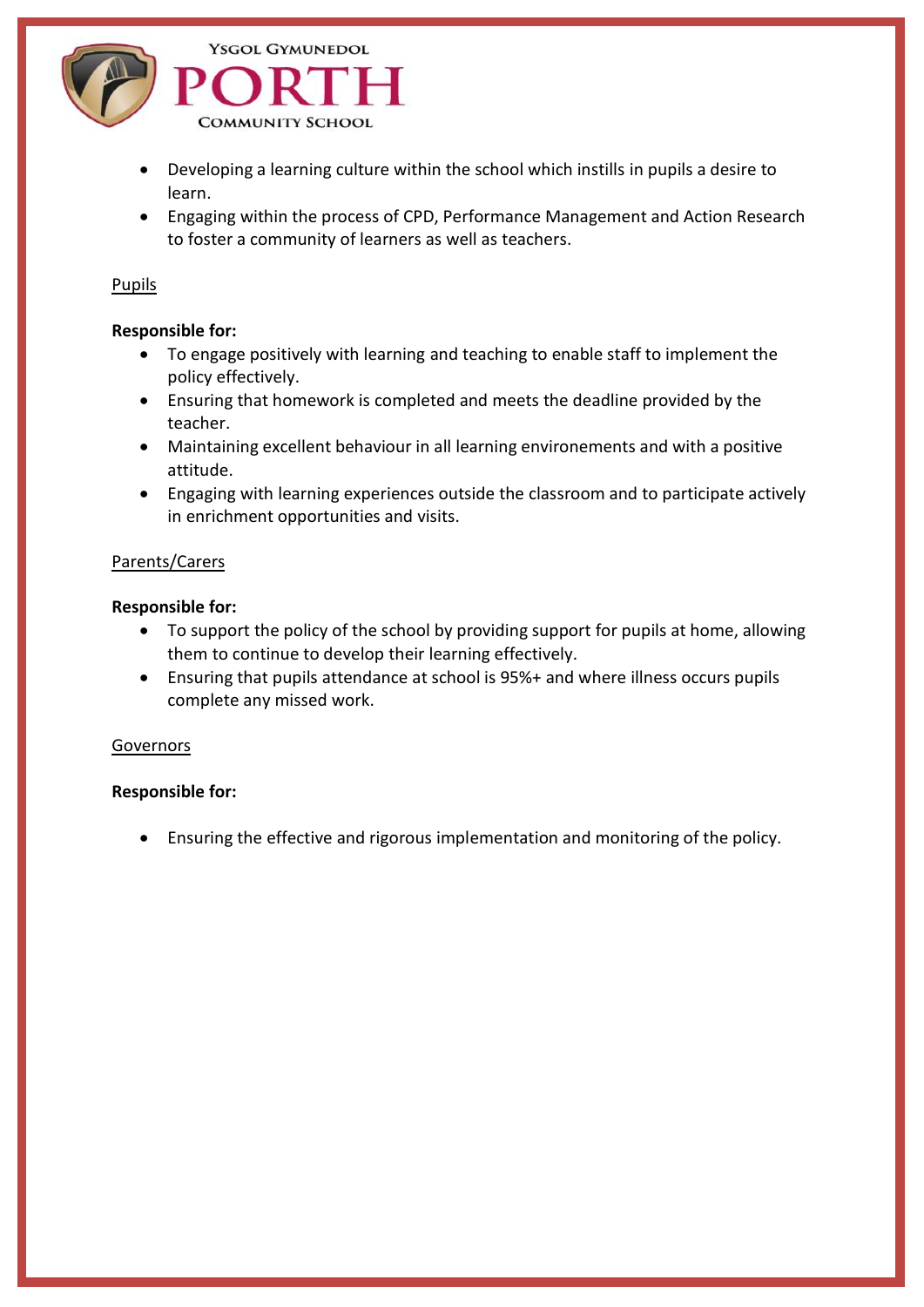- Developing a learning culture within the school which instills in pupils a desire to learn.
- Engaging within the process of CPD, Performance Management and Action Research to foster a community of learners as well as teachers.

Pupils

**Responsible for:**

- To engage positively with learning and teaching to enable staff to implement the policy effectively.
- Ensuring that homework is completed and meets the deadline provided by the teacher.
- Maintaining excellent behaviour in all learning environements and with a positive attitude.
- Engaging with learning experiences outside the classroom and to participate actively in enrichment opportunities and visits.

Parents/Carers

**Responsible for:**

- To support the policy of the school by providing support for pupils at home, allowing them to continue to develop their learning effectively.
- Ensuring that pupils attendance at school is 95%+ and where illness occurs pupils complete any missed work.

Governors

**Responsible for:**

- Ensuring the effective and rigorous implementation and monitoring of the policy.